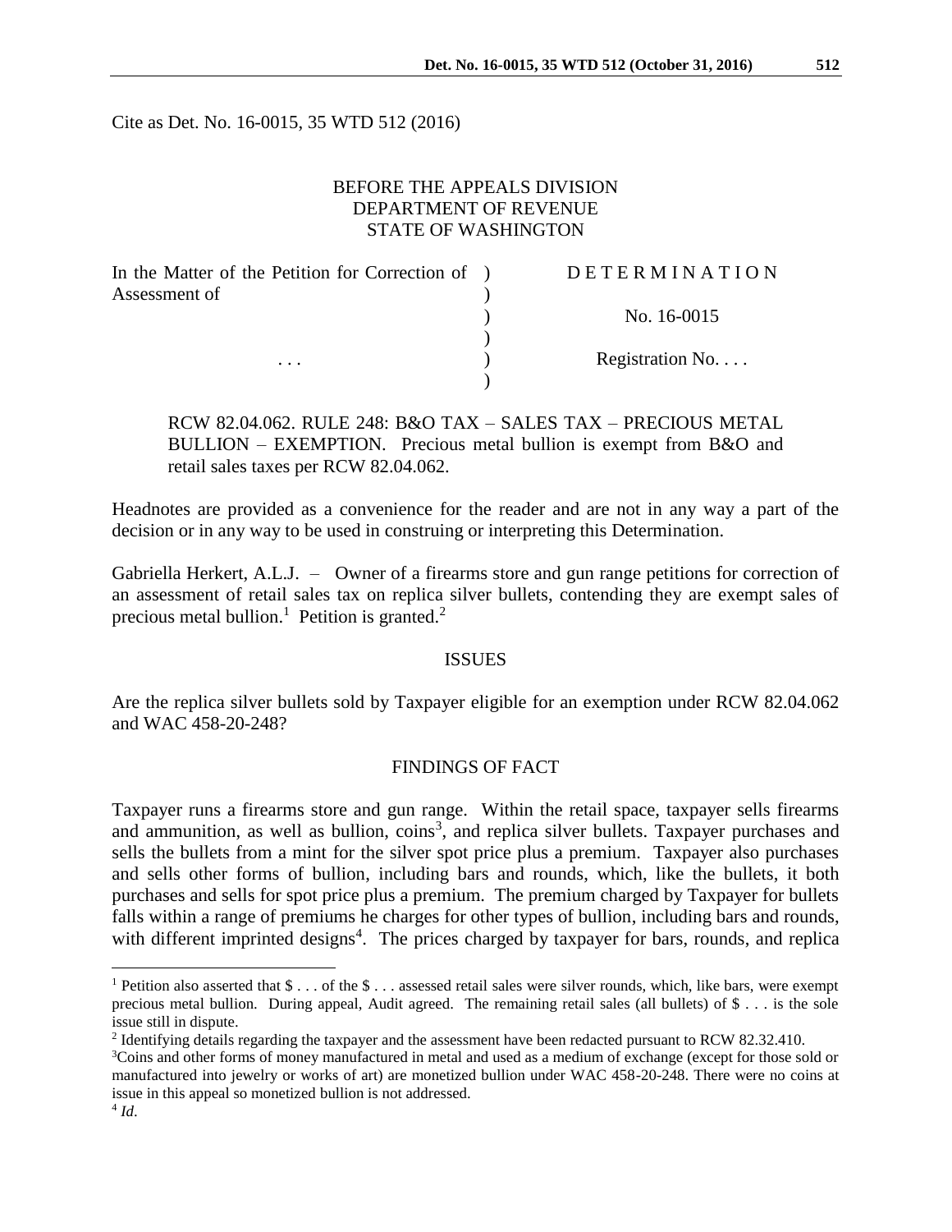Cite as Det. No. 16-0015, 35 WTD 512 (2016)

BEFORE THE APPEALS DIVISION
DEPARTMENT OF REVENUE
STATE OF WASHINGTON

| In the Matter of the Petition for Correction of Assessment of | | DETERMINATION |
|---|---|---|
| | | No. 16-0015 |
| . . . | | Registration No. . . . |

RCW 82.04.062. RULE 248: B&O TAX – SALES TAX – PRECIOUS METAL BULLION – EXEMPTION. Precious metal bullion is exempt from B&O and retail sales taxes per RCW 82.04.062.

Headnotes are provided as a convenience for the reader and are not in any way a part of the decision or in any way to be used in construing or interpreting this Determination.

Gabriella Herkert, A.L.J. – Owner of a firearms store and gun range petitions for correction of an assessment of retail sales tax on replica silver bullets, contending they are exempt sales of precious metal bullion.[1] Petition is granted.[2]

## ISSUES

Are the replica silver bullets sold by Taxpayer eligible for an exemption under RCW 82.04.062 and WAC 458-20-248?

## FINDINGS OF FACT

Taxpayer runs a firearms store and gun range. Within the retail space, taxpayer sells firearms and ammunition, as well as bullion, coins[3], and replica silver bullets. Taxpayer purchases and sells the bullets from a mint for the silver spot price plus a premium. Taxpayer also purchases and sells other forms of bullion, including bars and rounds, which, like the bullets, it both purchases and sells for spot price plus a premium. The premium charged by Taxpayer for bullets falls within a range of premiums he charges for other types of bullion, including bars and rounds, with different imprinted designs[4]. The prices charged by taxpayer for bars, rounds, and replica

[1] Petition also asserted that $ . . . of the $ . . . assessed retail sales were silver rounds, which, like bars, were exempt precious metal bullion. During appeal, Audit agreed. The remaining retail sales (all bullets) of $ . . . is the sole issue still in dispute.

[2] Identifying details regarding the taxpayer and the assessment have been redacted pursuant to RCW 82.32.410.

[3] Coins and other forms of money manufactured in metal and used as a medium of exchange (except for those sold or manufactured into jewelry or works of art) are monetized bullion under WAC 458-20-248. There were no coins at issue in this appeal so monetized bullion is not addressed.

[4] *Id*.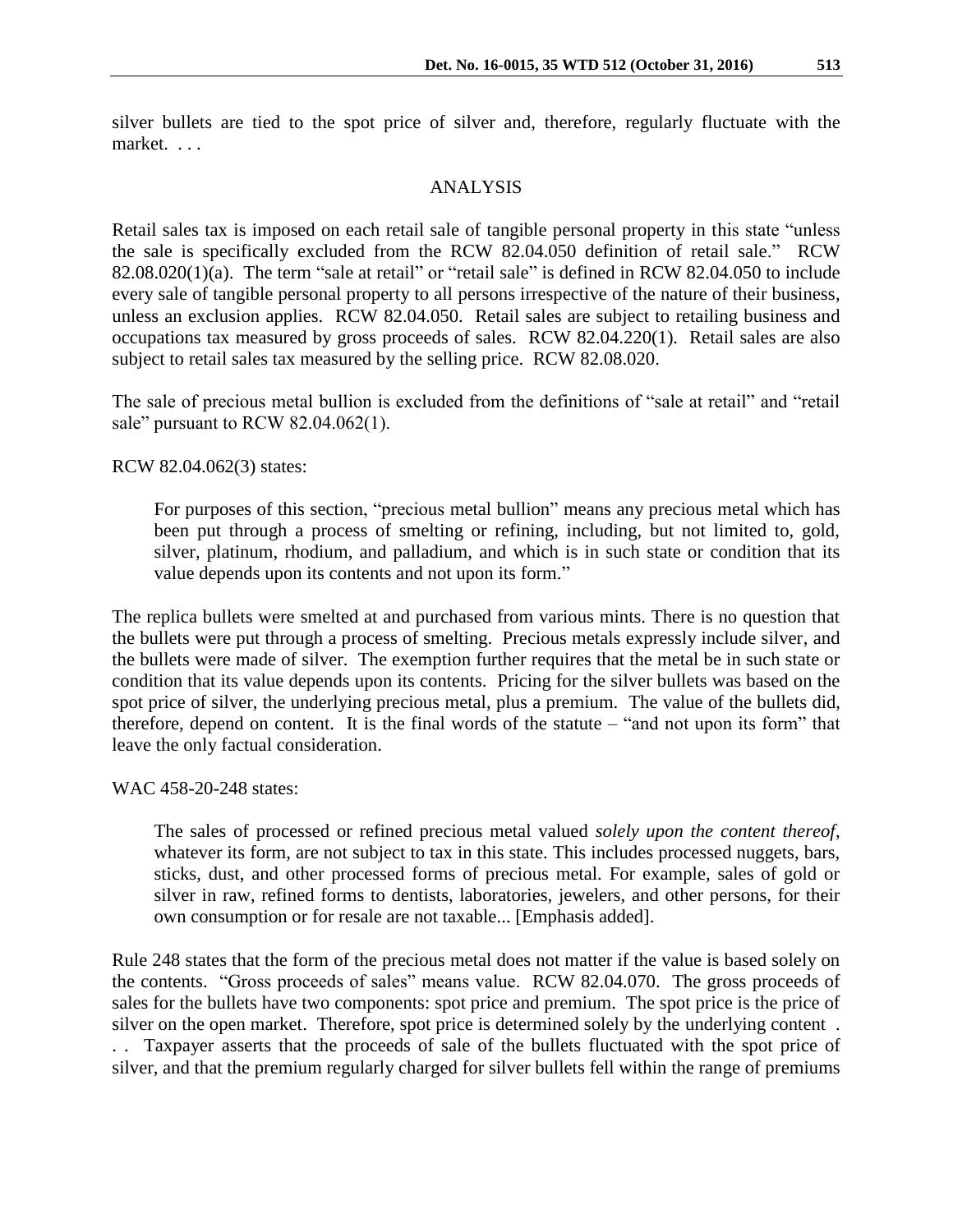silver bullets are tied to the spot price of silver and, therefore, regularly fluctuate with the market. . . .

## ANALYSIS

Retail sales tax is imposed on each retail sale of tangible personal property in this state "unless the sale is specifically excluded from the RCW 82.04.050 definition of retail sale." RCW 82.08.020(1)(a). The term "sale at retail" or "retail sale" is defined in RCW 82.04.050 to include every sale of tangible personal property to all persons irrespective of the nature of their business, unless an exclusion applies. RCW 82.04.050. Retail sales are subject to retailing business and occupations tax measured by gross proceeds of sales. RCW 82.04.220(1). Retail sales are also subject to retail sales tax measured by the selling price. RCW 82.08.020.

The sale of precious metal bullion is excluded from the definitions of "sale at retail" and "retail sale" pursuant to RCW 82.04.062(1).

RCW 82.04.062(3) states:

> For purposes of this section, "precious metal bullion" means any precious metal which has been put through a process of smelting or refining, including, but not limited to, gold, silver, platinum, rhodium, and palladium, and which is in such state or condition that its value depends upon its contents and not upon its form."

The replica bullets were smelted at and purchased from various mints. There is no question that the bullets were put through a process of smelting. Precious metals expressly include silver, and the bullets were made of silver. The exemption further requires that the metal be in such state or condition that its value depends upon its contents. Pricing for the silver bullets was based on the spot price of silver, the underlying precious metal, plus a premium. The value of the bullets did, therefore, depend on content. It is the final words of the statute – "and not upon its form" that leave the only factual consideration.

WAC 458-20-248 states:

> The sales of processed or refined precious metal valued *solely upon the content thereof*, whatever its form, are not subject to tax in this state. This includes processed nuggets, bars, sticks, dust, and other processed forms of precious metal. For example, sales of gold or silver in raw, refined forms to dentists, laboratories, jewelers, and other persons, for their own consumption or for resale are not taxable... [Emphasis added].

Rule 248 states that the form of the precious metal does not matter if the value is based solely on the contents. "Gross proceeds of sales" means value. RCW 82.04.070. The gross proceeds of sales for the bullets have two components: spot price and premium. The spot price is the price of silver on the open market. Therefore, spot price is determined solely by the underlying content . . . Taxpayer asserts that the proceeds of sale of the bullets fluctuated with the spot price of silver, and that the premium regularly charged for silver bullets fell within the range of premiums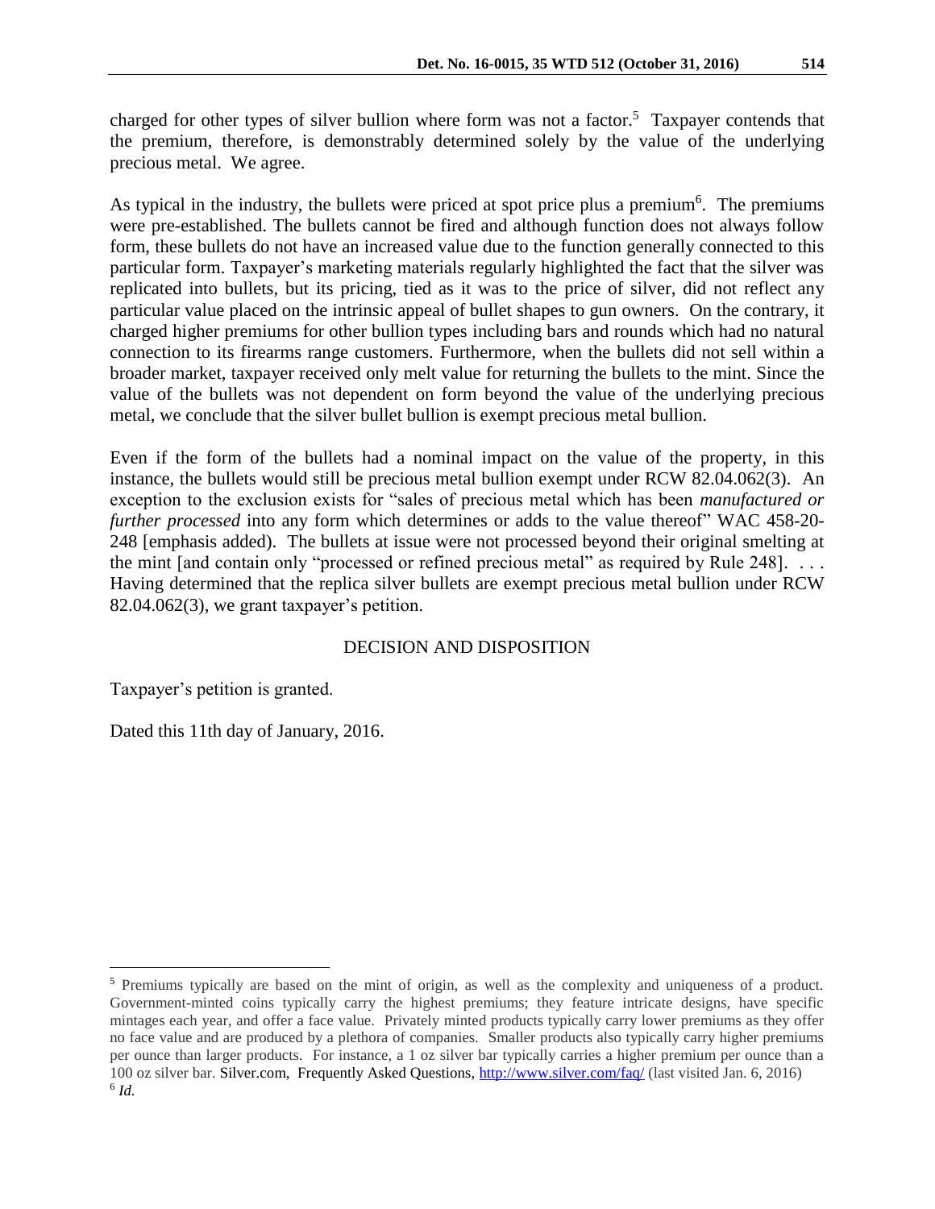charged for other types of silver bullion where form was not a factor.[5] Taxpayer contends that the premium, therefore, is demonstrably determined solely by the value of the underlying precious metal. We agree.

As typical in the industry, the bullets were priced at spot price plus a premium[6]. The premiums were pre-established. The bullets cannot be fired and although function does not always follow form, these bullets do not have an increased value due to the function generally connected to this particular form. Taxpayer's marketing materials regularly highlighted the fact that the silver was replicated into bullets, but its pricing, tied as it was to the price of silver, did not reflect any particular value placed on the intrinsic appeal of bullet shapes to gun owners. On the contrary, it charged higher premiums for other bullion types including bars and rounds which had no natural connection to its firearms range customers. Furthermore, when the bullets did not sell within a broader market, taxpayer received only melt value for returning the bullets to the mint. Since the value of the bullets was not dependent on form beyond the value of the underlying precious metal, we conclude that the silver bullet bullion is exempt precious metal bullion.

Even if the form of the bullets had a nominal impact on the value of the property, in this instance, the bullets would still be precious metal bullion exempt under RCW 82.04.062(3). An exception to the exclusion exists for "sales of precious metal which has been *manufactured or further processed* into any form which determines or adds to the value thereof" WAC 458-20-248 [emphasis added). The bullets at issue were not processed beyond their original smelting at the mint [and contain only "processed or refined precious metal" as required by Rule 248]. . . . Having determined that the replica silver bullets are exempt precious metal bullion under RCW 82.04.062(3), we grant taxpayer's petition.

## DECISION AND DISPOSITION

Taxpayer's petition is granted.

Dated this 11th day of January, 2016.

---

[5] Premiums typically are based on the mint of origin, as well as the complexity and uniqueness of a product. Government-minted coins typically carry the highest premiums; they feature intricate designs, have specific mintages each year, and offer a face value. Privately minted products typically carry lower premiums as they offer no face value and are produced by a plethora of companies. Smaller products also typically carry higher premiums per ounce than larger products. For instance, a 1 oz silver bar typically carries a higher premium per ounce than a 100 oz silver bar. Silver.com, Frequently Asked Questions, http://www.silver.com/faq/ (last visited Jan. 6, 2016)

[6] *Id.*